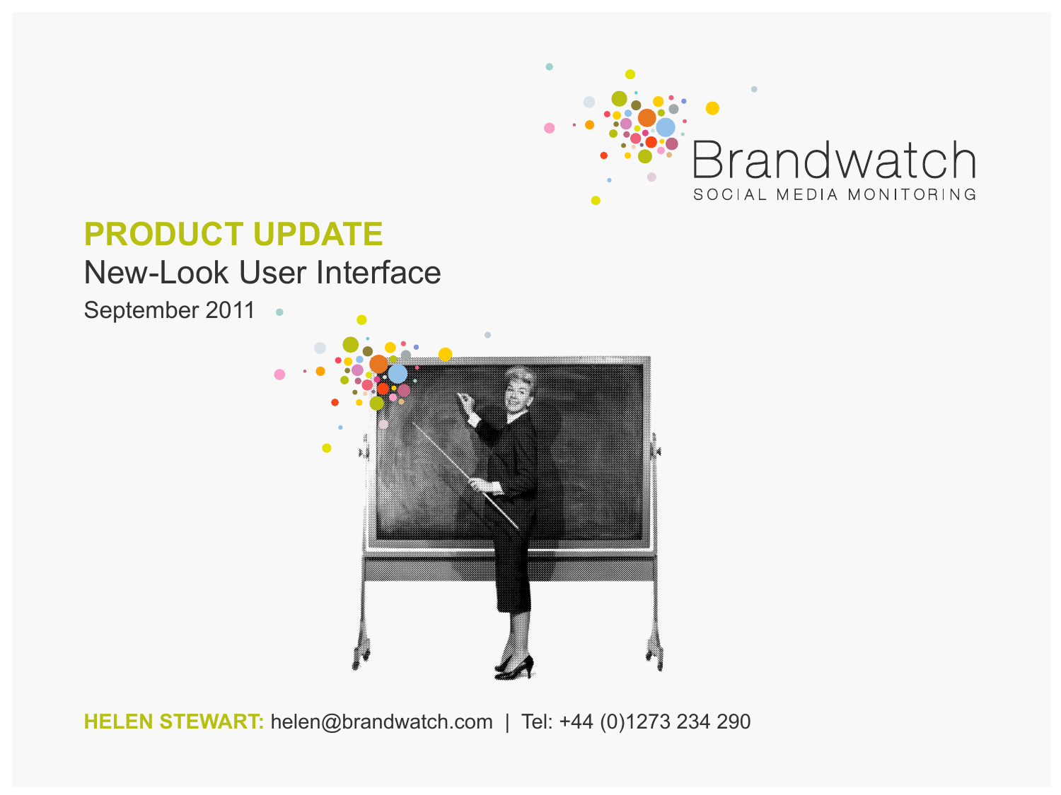Brandwatch

SOCIAL MEDIA MONITORING

# PRODUCT UPDATE

## New-Look User Interface

September 2011

**HELEN STEWART:** helen@brandwatch.com | Tel: +44 (0)1273 234 290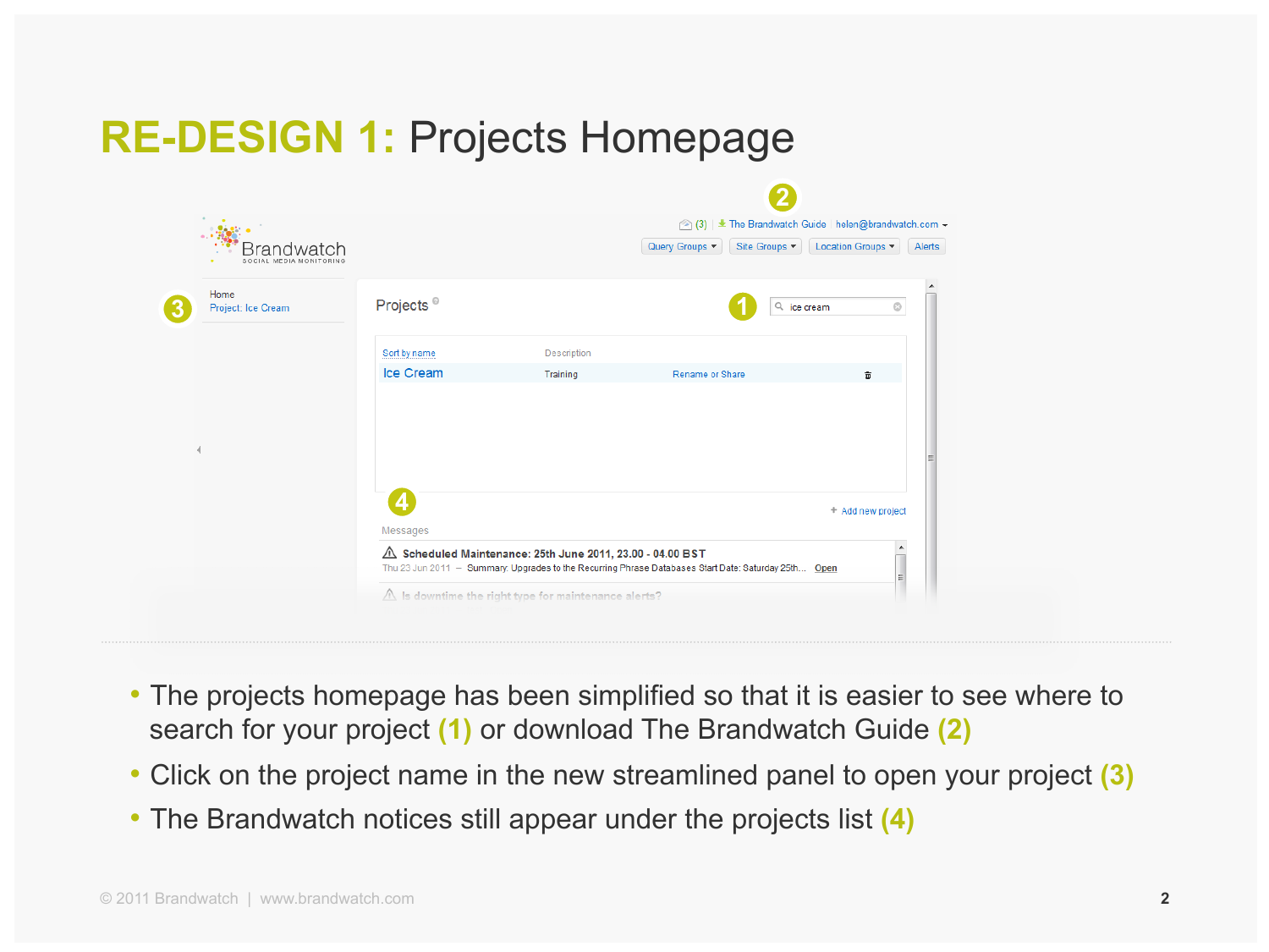# RE-DESIGN 1: Projects Homepage

- The projects homepage has been simplified so that it is easier to see where to search for your project **(1)** or download The Brandwatch Guide **(2)**
- Click on the project name in the new streamlined panel to open your project **(3)**
- The Brandwatch notices still appear under the projects list **(4)**

© 2011 Brandwatch | www.brandwatch.com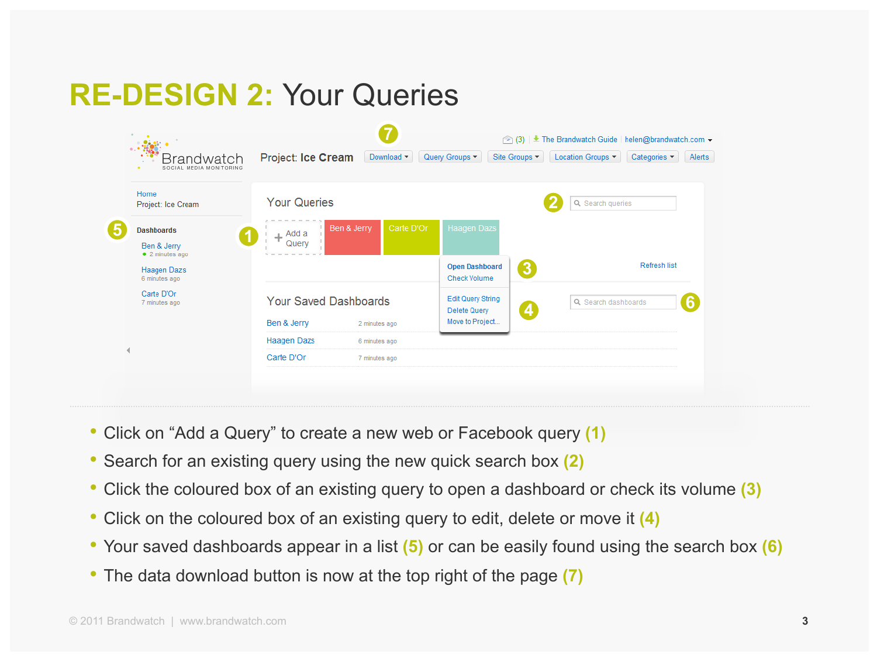# RE-DESIGN 2: Your Queries

- Click on "Add a Query" to create a new web or Facebook query **(1)**
- Search for an existing query using the new quick search box **(2)**
- Click the coloured box of an existing query to open a dashboard or check its volume **(3)**
- Click on the coloured box of an existing query to edit, delete or move it **(4)**
- Your saved dashboards appear in a list **(5)** or can be easily found using the search box **(6)**
- The data download button is now at the top right of the page **(7)**

© 2011 Brandwatch | www.brandwatch.com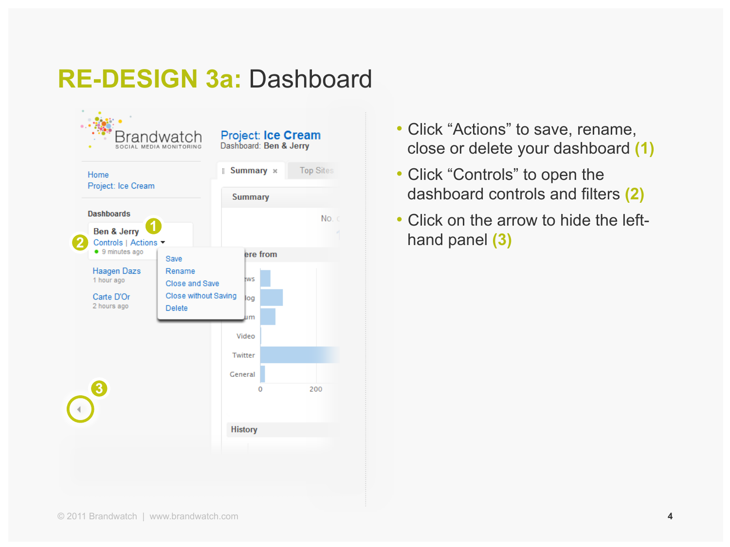# RE-DESIGN 3a: Dashboard

- Click "Actions" to save, rename, close or delete your dashboard (1)
- Click "Controls" to open the dashboard controls and filters (2)
- Click on the arrow to hide the left-hand panel (3)

© 2011 Brandwatch | www.brandwatch.com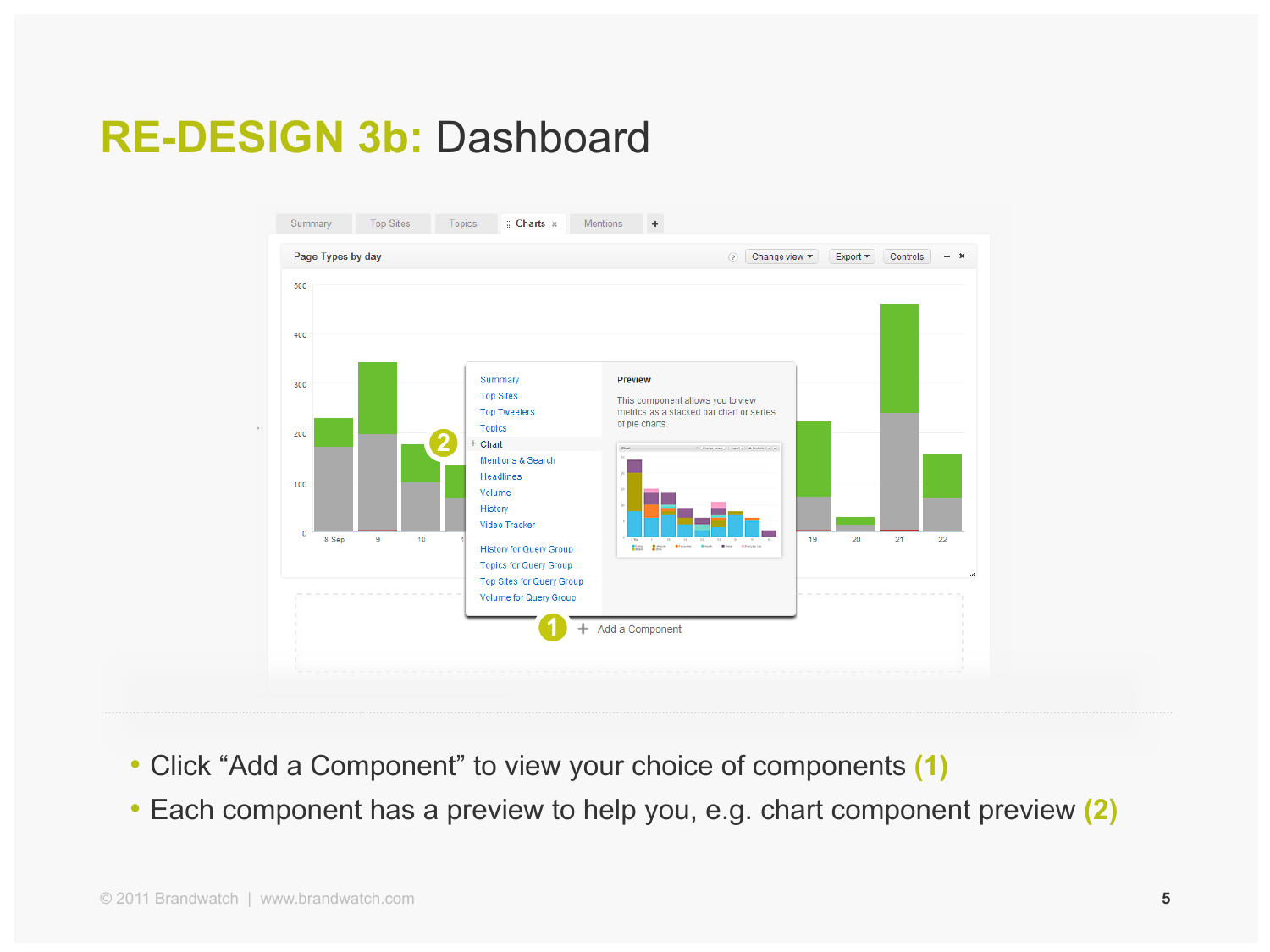# RE-DESIGN 3b: Dashboard

- Click "Add a Component" to view your choice of components **(1)**
- Each component has a preview to help you, e.g. chart component preview **(2)**

© 2011 Brandwatch | www.brandwatch.com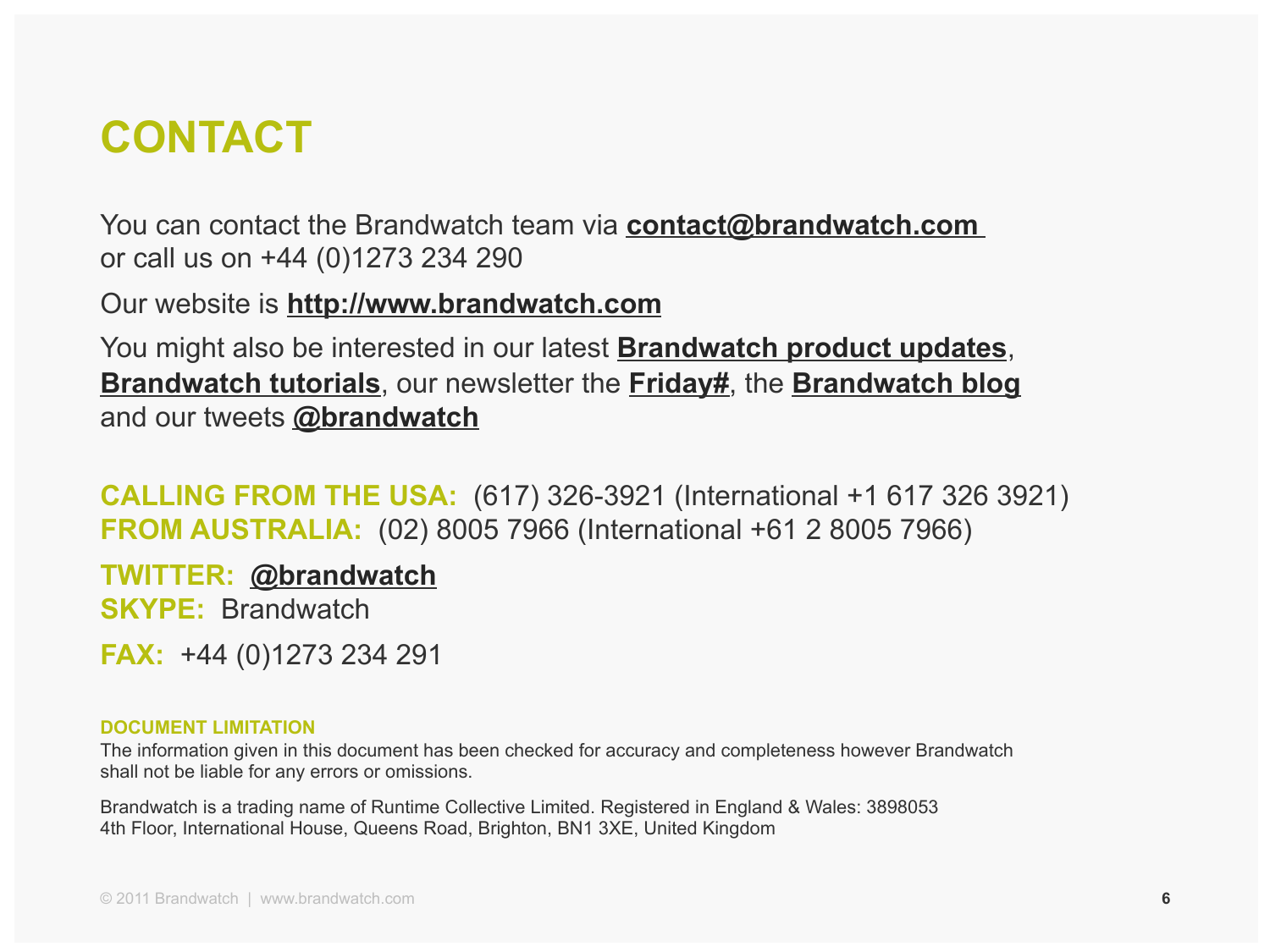# CONTACT

You can contact the Brandwatch team via **contact@brandwatch.com**
or call us on +44 (0)1273 234 290

Our website is **http://www.brandwatch.com**

You might also be interested in our latest **Brandwatch product updates**, **Brandwatch tutorials**, our newsletter the **Friday#**, the **Brandwatch blog** and our tweets **@brandwatch**

**CALLING FROM THE USA:** (617) 326-3921 (International +1 617 326 3921)
**FROM AUSTRALIA:** (02) 8005 7966 (International +61 2 8005 7966)

**TWITTER:** **@brandwatch**
**SKYPE:** Brandwatch

**FAX:** +44 (0)1273 234 291

**DOCUMENT LIMITATION**

The information given in this document has been checked for accuracy and completeness however Brandwatch shall not be liable for any errors or omissions.

Brandwatch is a trading name of Runtime Collective Limited. Registered in England & Wales: 3898053
4th Floor, International House, Queens Road, Brighton, BN1 3XE, United Kingdom

© 2011 Brandwatch | www.brandwatch.com